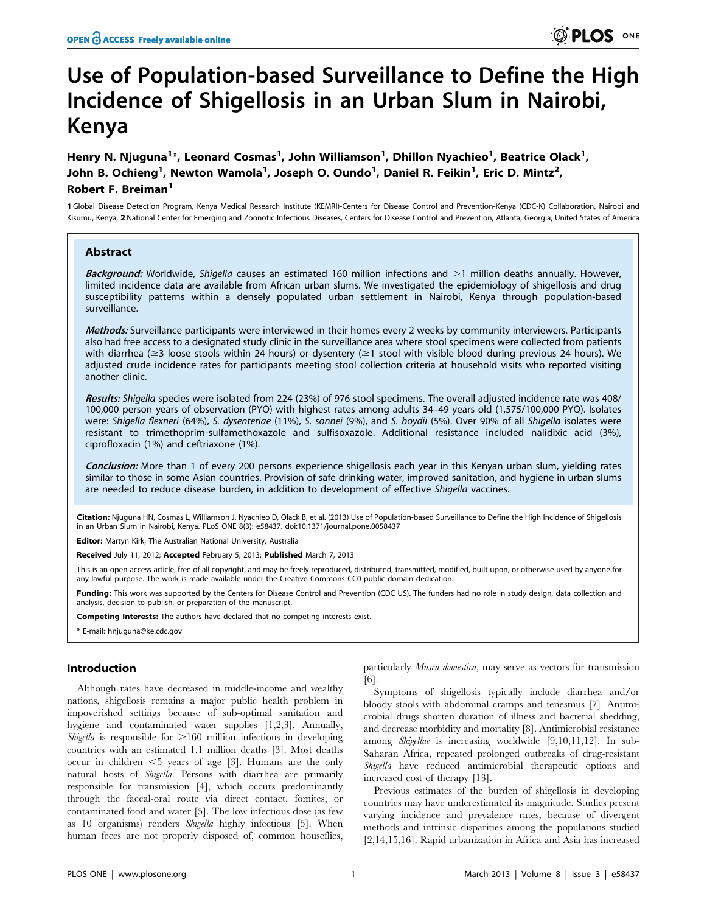# Use of Population-based Surveillance to Define the High Incidence of Shigellosis in an Urban Slum in Nairobi, Kenya

**Henry N. Njuguna[1]\*, Leonard Cosmas[1], John Williamson[1], Dhillon Nyachieo[1], Beatrice Olack[1], John B. Ochieng[1], Newton Wamola[1], Joseph O. Oundo[1], Daniel R. Feikin[1], Eric D. Mintz[2], Robert F. Breiman[1]**

1 Global Disease Detection Program, Kenya Medical Research Institute (KEMRI)-Centers for Disease Control and Prevention-Kenya (CDC-K) Collaboration, Nairobi and Kisumu, Kenya, 2 National Center for Emerging and Zoonotic Infectious Diseases, Centers for Disease Control and Prevention, Atlanta, Georgia, United States of America

## Abstract

***Background:*** Worldwide, *Shigella* causes an estimated 160 million infections and >1 million deaths annually. However, limited incidence data are available from African urban slums. We investigated the epidemiology of shigellosis and drug susceptibility patterns within a densely populated urban settlement in Nairobi, Kenya through population-based surveillance.

***Methods:*** Surveillance participants were interviewed in their homes every 2 weeks by community interviewers. Participants also had free access to a designated study clinic in the surveillance area where stool specimens were collected from patients with diarrhea (≥3 loose stools within 24 hours) or dysentery (≥1 stool with visible blood during previous 24 hours). We adjusted crude incidence rates for participants meeting stool collection criteria at household visits who reported visiting another clinic.

***Results:*** *Shigella* species were isolated from 224 (23%) of 976 stool specimens. The overall adjusted incidence rate was 408/100,000 person years of observation (PYO) with highest rates among adults 34–49 years old (1,575/100,000 PYO). Isolates were: *Shigella flexneri* (64%), *S. dysenteriae* (11%), *S. sonnei* (9%), and *S. boydii* (5%). Over 90% of all *Shigella* isolates were resistant to trimethoprim-sulfamethoxazole and sulfisoxazole. Additional resistance included nalidixic acid (3%), ciprofloxacin (1%) and ceftriaxone (1%).

***Conclusion:*** More than 1 of every 200 persons experience shigellosis each year in this Kenyan urban slum, yielding rates similar to those in some Asian countries. Provision of safe drinking water, improved sanitation, and hygiene in urban slums are needed to reduce disease burden, in addition to development of effective *Shigella* vaccines.

**Citation:** Njuguna HN, Cosmas L, Williamson J, Nyachieo D, Olack B, et al. (2013) Use of Population-based Surveillance to Define the High Incidence of Shigellosis in an Urban Slum in Nairobi, Kenya. PLoS ONE 8(3): e58437. doi:10.1371/journal.pone.0058437

**Editor:** Martyn Kirk, The Australian National University, Australia

**Received** July 11, 2012; **Accepted** February 5, 2013; **Published** March 7, 2013

This is an open-access article, free of all copyright, and may be freely reproduced, distributed, transmitted, modified, built upon, or otherwise used by anyone for any lawful purpose. The work is made available under the Creative Commons CC0 public domain dedication.

**Funding:** This work was supported by the Centers for Disease Control and Prevention (CDC US). The funders had no role in study design, data collection and analysis, decision to publish, or preparation of the manuscript.

**Competing Interests:** The authors have declared that no competing interests exist.

\* E-mail: hnjuguna@ke.cdc.gov

## Introduction

Although rates have decreased in middle-income and wealthy nations, shigellosis remains a major public health problem in impoverished settings because of sub-optimal sanitation and hygiene and contaminated water supplies [1,2,3]. Annually, *Shigella* is responsible for >160 million infections in developing countries with an estimated 1.1 million deaths [3]. Most deaths occur in children <5 years of age [3]. Humans are the only natural hosts of *Shigella*. Persons with diarrhea are primarily responsible for transmission [4], which occurs predominantly through the faecal-oral route via direct contact, fomites, or contaminated food and water [5]. The low infectious dose (as few as 10 organisms) renders *Shigella* highly infectious [5]. When human feces are not properly disposed of, common houseflies, particularly *Musca domestica*, may serve as vectors for transmission [6].

Symptoms of shigellosis typically include diarrhea and/or bloody stools with abdominal cramps and tenesmus [7]. Antimicrobial drugs shorten duration of illness and bacterial shedding, and decrease morbidity and mortality [8]. Antimicrobial resistance among *Shigellae* is increasing worldwide [9,10,11,12]. In sub-Saharan Africa, repeated prolonged outbreaks of drug-resistant *Shigella* have reduced antimicrobial therapeutic options and increased cost of therapy [13].

Previous estimates of the burden of shigellosis in developing countries may have underestimated its magnitude. Studies present varying incidence and prevalence rates, because of divergent methods and intrinsic disparities among the populations studied [2,14,15,16]. Rapid urbanization in Africa and Asia has increased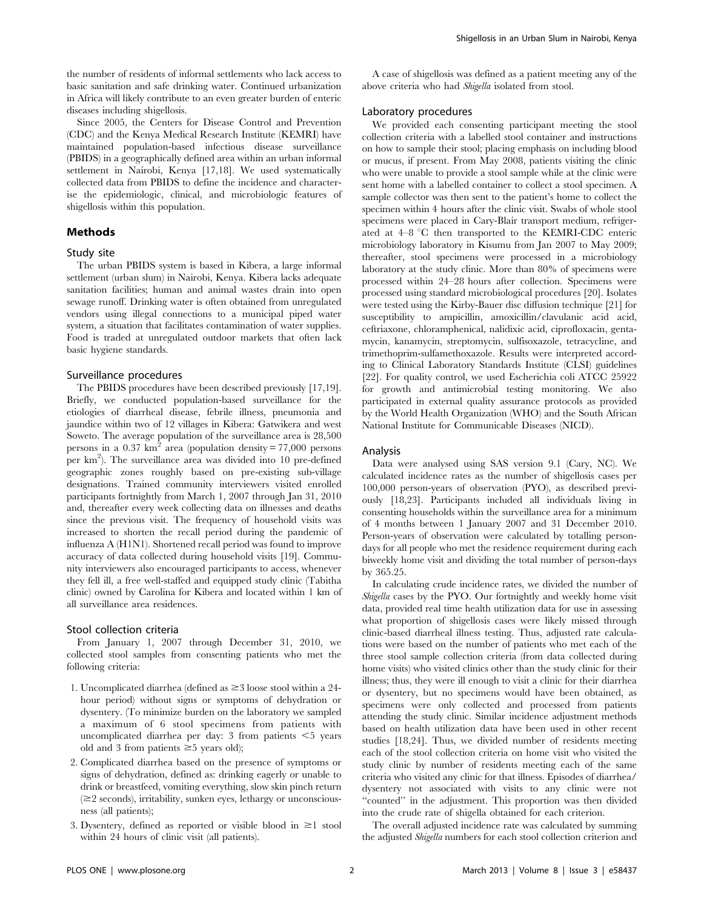the number of residents of informal settlements who lack access to basic sanitation and safe drinking water. Continued urbanization in Africa will likely contribute to an even greater burden of enteric diseases including shigellosis.

Since 2005, the Centers for Disease Control and Prevention (CDC) and the Kenya Medical Research Institute (KEMRI) have maintained population-based infectious disease surveillance (PBIDS) in a geographically defined area within an urban informal settlement in Nairobi, Kenya [17,18]. We used systematically collected data from PBIDS to define the incidence and characterise the epidemiologic, clinical, and microbiologic features of shigellosis within this population.

## Methods

### Study site

The urban PBIDS system is based in Kibera, a large informal settlement (urban slum) in Nairobi, Kenya. Kibera lacks adequate sanitation facilities; human and animal wastes drain into open sewage runoff. Drinking water is often obtained from unregulated vendors using illegal connections to a municipal piped water system, a situation that facilitates contamination of water supplies. Food is traded at unregulated outdoor markets that often lack basic hygiene standards.

### Surveillance procedures

The PBIDS procedures have been described previously [17,19]. Briefly, we conducted population-based surveillance for the etiologies of diarrheal disease, febrile illness, pneumonia and jaundice within two of 12 villages in Kibera: Gatwikera and west Soweto. The average population of the surveillance area is 28,500 persons in a 0.37 $km^2$ area (population density = 77,000 persons per $km^2$). The surveillance area was divided into 10 pre-defined geographic zones roughly based on pre-existing sub-village designations. Trained community interviewers visited enrolled participants fortnightly from March 1, 2007 through Jan 31, 2010 and, thereafter every week collecting data on illnesses and deaths since the previous visit. The frequency of household visits was increased to shorten the recall period during the pandemic of influenza A (H1N1). Shortened recall period was found to improve accuracy of data collected during household visits [19]. Community interviewers also encouraged participants to access, whenever they fell ill, a free well-staffed and equipped study clinic (Tabitha clinic) owned by Carolina for Kibera and located within 1 km of all surveillance area residences.

### Stool collection criteria

From January 1, 2007 through December 31, 2010, we collected stool samples from consenting patients who met the following criteria:

1. Uncomplicated diarrhea (defined as ≥3 loose stool within a 24-hour period) without signs or symptoms of dehydration or dysentery. (To minimize burden on the laboratory we sampled a maximum of 6 stool specimens from patients with uncomplicated diarrhea per day: 3 from patients <5 years old and 3 from patients ≥5 years old);
2. Complicated diarrhea based on the presence of symptoms or signs of dehydration, defined as: drinking eagerly or unable to drink or breastfeed, vomiting everything, slow skin pinch return (≥2 seconds), irritability, sunken eyes, lethargy or unconsciousness (all patients);
3. Dysentery, defined as reported or visible blood in ≥1 stool within 24 hours of clinic visit (all patients).

A case of shigellosis was defined as a patient meeting any of the above criteria who had *Shigella* isolated from stool.

### Laboratory procedures

We provided each consenting participant meeting the stool collection criteria with a labelled stool container and instructions on how to sample their stool; placing emphasis on including blood or mucus, if present. From May 2008, patients visiting the clinic who were unable to provide a stool sample while at the clinic were sent home with a labelled container to collect a stool specimen. A sample collector was then sent to the patient's home to collect the specimen within 4 hours after the clinic visit. Swabs of whole stool specimens were placed in Cary-Blair transport medium, refrigerated at 4–8 °C then transported to the KEMRI-CDC enteric microbiology laboratory in Kisumu from Jan 2007 to May 2009; thereafter, stool specimens were processed in a microbiology laboratory at the study clinic. More than 80% of specimens were processed within 24–28 hours after collection. Specimens were processed using standard microbiological procedures [20]. Isolates were tested using the Kirby-Bauer disc diffusion technique [21] for susceptibility to ampicillin, amoxicillin/clavulanic acid acid, ceftriaxone, chloramphenical, nalidixic acid, ciprofloxacin, gentamycin, kanamycin, streptomycin, sulfisoxazole, tetracycline, and trimethoprim-sulfamethoxazole. Results were interpreted according to Clinical Laboratory Standards Institute (CLSI) guidelines [22]. For quality control, we used Escherichia coli ATCC 25922 for growth and antimicrobial testing monitoring. We also participated in external quality assurance protocols as provided by the World Health Organization (WHO) and the South African National Institute for Communicable Diseases (NICD).

### Analysis

Data were analysed using SAS version 9.1 (Cary, NC). We calculated incidence rates as the number of shigellosis cases per 100,000 person-years of observation (PYO), as described previously [18,23]. Participants included all individuals living in consenting households within the surveillance area for a minimum of 4 months between 1 January 2007 and 31 December 2010. Person-years of observation were calculated by totalling person-days for all people who met the residence requirement during each biweekly home visit and dividing the total number of person-days by 365.25.

In calculating crude incidence rates, we divided the number of *Shigella* cases by the PYO. Our fortnightly and weekly home visit data, provided real time health utilization data for use in assessing what proportion of shigellosis cases were likely missed through clinic-based diarrheal illness testing. Thus, adjusted rate calculations were based on the number of patients who met each of the three stool sample collection criteria (from data collected during home visits) who visited clinics other than the study clinic for their illness; thus, they were ill enough to visit a clinic for their diarrhea or dysentery, but no specimens would have been obtained, as specimens were only collected and processed from patients attending the study clinic. Similar incidence adjustment methods based on health utilization data have been used in other recent studies [18,24]. Thus, we divided number of residents meeting each of the stool collection criteria on home visit who visited the study clinic by number of residents meeting each of the same criteria who visited any clinic for that illness. Episodes of diarrhea/dysentery not associated with visits to any clinic were not "counted" in the adjustment. This proportion was then divided into the crude rate of shigella obtained for each criterion.

The overall adjusted incidence rate was calculated by summing the adjusted *Shigella* numbers for each stool collection criterion and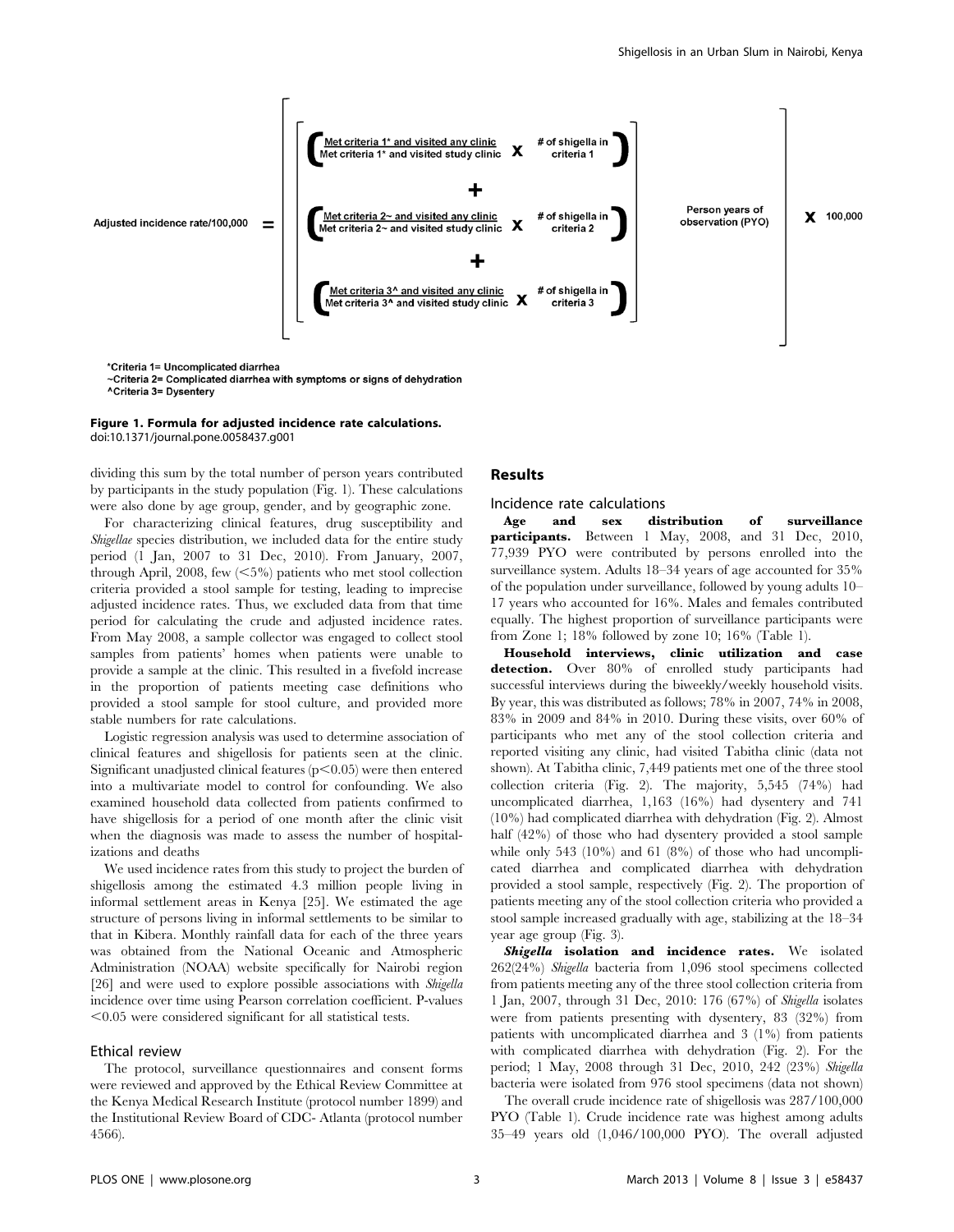$$\text{Adjusted incidence rate/100,000} = \left[ \frac{\left(\frac{\text{Met criteria 1* and visited any clinic}}{\text{Met criteria 1* and visited study clinic}} \times \text{\# of shigella in criteria 1}\right) + \left(\frac{\text{Met criteria 2\textasciitilde and visited any clinic}}{\text{Met criteria 2\textasciitilde and visited study clinic}} \times \text{\# of shigella in criteria 2}\right) + \left(\frac{\text{Met criteria 3\^{} and visited any clinic}}{\text{Met criteria 3\^{} and visited study clinic}} \times \text{\# of shigella in criteria 3}\right)}{\text{Person years of observation (PYO)}} \right] \times 100{,}000$$

*Criteria 1= Uncomplicated diarrhea
~Criteria 2= Complicated diarrhea with symptoms or signs of dehydration
^Criteria 3= Dysentery

**Figure 1. Formula for adjusted incidence rate calculations.**
doi:10.1371/journal.pone.0058437.g001

dividing this sum by the total number of person years contributed by participants in the study population (Fig. 1). These calculations were also done by age group, gender, and by geographic zone.

For characterizing clinical features, drug susceptibility and *Shigellae* species distribution, we included data for the entire study period (1 Jan, 2007 to 31 Dec, 2010). From January, 2007, through April, 2008, few (<5%) patients who met stool collection criteria provided a stool sample for testing, leading to imprecise adjusted incidence rates. Thus, we excluded data from that time period for calculating the crude and adjusted incidence rates. From May 2008, a sample collector was engaged to collect stool samples from patients' homes when patients were unable to provide a sample at the clinic. This resulted in a fivefold increase in the proportion of patients meeting case definitions who provided a stool sample for stool culture, and provided more stable numbers for rate calculations.

Logistic regression analysis was used to determine association of clinical features and shigellosis for patients seen at the clinic. Significant unadjusted clinical features ($p<0.05$) were then entered into a multivariate model to control for confounding. We also examined household data collected from patients confirmed to have shigellosis for a period of one month after the clinic visit when the diagnosis was made to assess the number of hospitalizations and deaths

We used incidence rates from this study to project the burden of shigellosis among the estimated 4.3 million people living in informal settlement areas in Kenya [25]. We estimated the age structure of persons living in informal settlements to be similar to that in Kibera. Monthly rainfall data for each of the three years was obtained from the National Oceanic and Atmospheric Administration (NOAA) website specifically for Nairobi region [26] and were used to explore possible associations with *Shigella* incidence over time using Pearson correlation coefficient. P-values <0.05 were considered significant for all statistical tests.

## Ethical review

The protocol, surveillance questionnaires and consent forms were reviewed and approved by the Ethical Review Committee at the Kenya Medical Research Institute (protocol number 1899) and the Institutional Review Board of CDC- Atlanta (protocol number 4566).

# Results

## Incidence rate calculations

**Age and sex distribution of surveillance participants.** Between 1 May, 2008, and 31 Dec, 2010, 77,939 PYO were contributed by persons enrolled into the surveillance system. Adults 18–34 years of age accounted for 35% of the population under surveillance, followed by young adults 10–17 years who accounted for 16%. Males and females contributed equally. The highest proportion of surveillance participants were from Zone 1; 18% followed by zone 10; 16% (Table 1).

**Household interviews, clinic utilization and case detection.** Over 80% of enrolled study participants had successful interviews during the biweekly/weekly household visits. By year, this was distributed as follows; 78% in 2007, 74% in 2008, 83% in 2009 and 84% in 2010. During these visits, over 60% of participants who met any of the stool collection criteria and reported visiting any clinic, had visited Tabitha clinic (data not shown). At Tabitha clinic, 7,449 patients met one of the three stool collection criteria (Fig. 2). The majority, 5,545 (74%) had uncomplicated diarrhea, 1,163 (16%) had dysentery and 741 (10%) had complicated diarrhea with dehydration (Fig. 2). Almost half (42%) of those who had dysentery provided a stool sample while only 543 (10%) and 61 (8%) of those who had uncomplicated diarrhea and complicated diarrhea with dehydration provided a stool sample, respectively (Fig. 2). The proportion of patients meeting any of the stool collection criteria who provided a stool sample increased gradually with age, stabilizing at the 18–34 year age group (Fig. 3).

***Shigella* isolation and incidence rates.** We isolated 262(24%) *Shigella* bacteria from 1,096 stool specimens collected from patients meeting any of the three stool collection criteria from 1 Jan, 2007, through 31 Dec, 2010: 176 (67%) of *Shigella* isolates were from patients presenting with dysentery, 83 (32%) from patients with uncomplicated diarrhea and 3 (1%) from patients with complicated diarrhea with dehydration (Fig. 2). For the period; 1 May, 2008 through 31 Dec, 2010, 242 (23%) *Shigella* bacteria were isolated from 976 stool specimens (data not shown)

The overall crude incidence rate of shigellosis was 287/100,000 PYO (Table 1). Crude incidence rate was highest among adults 35–49 years old (1,046/100,000 PYO). The overall adjusted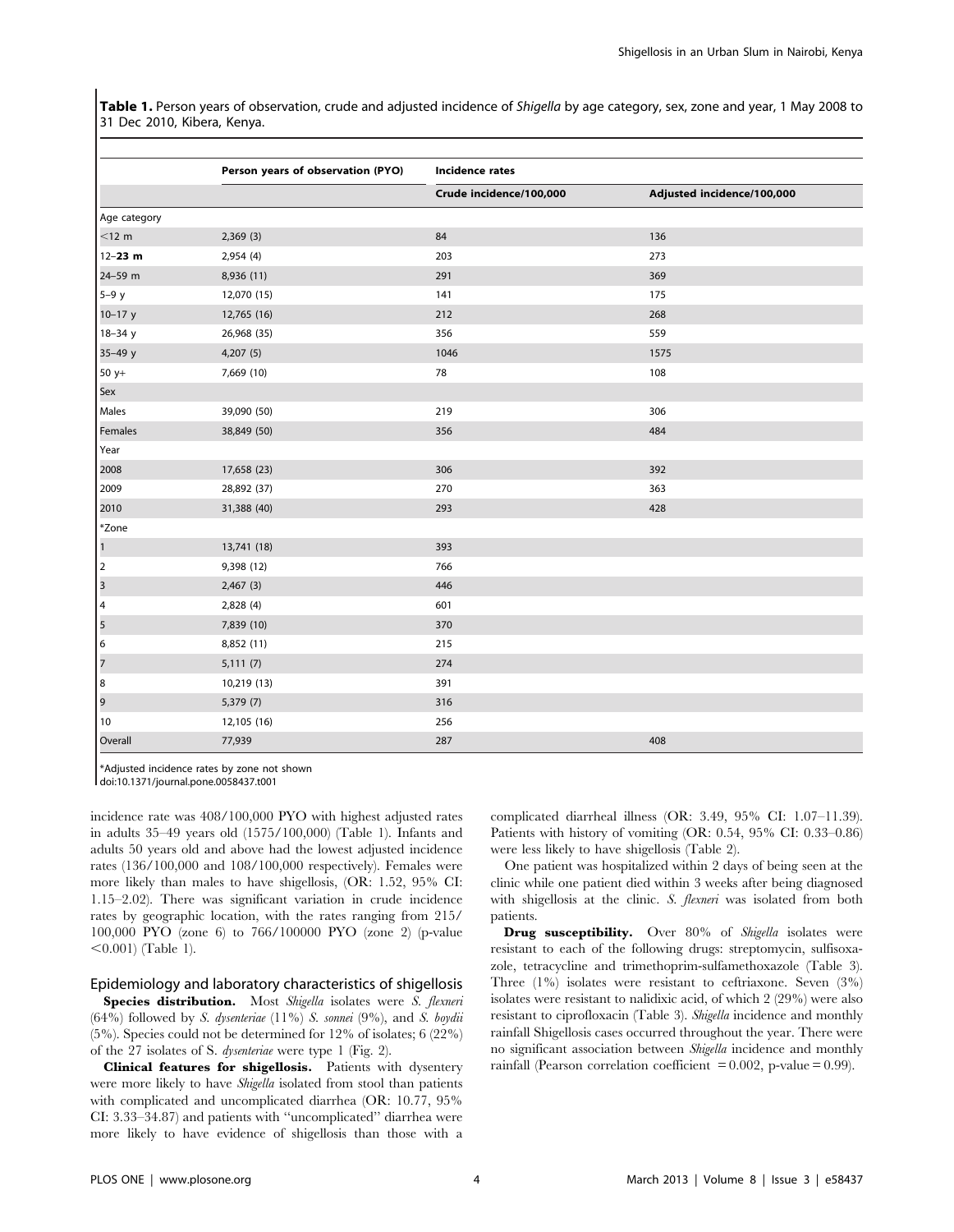**Table 1.** Person years of observation, crude and adjusted incidence of *Shigella* by age category, sex, zone and year, 1 May 2008 to 31 Dec 2010, Kibera, Kenya.

| | Person years of observation (PYO) | Incidence rates | |
|---|---|---|---|
| | | Crude incidence/100,000 | Adjusted incidence/100,000 |
| Age category | | | |
| <12 m | 2,369 (3) | 84 | 136 |
| **12–23 m** | 2,954 (4) | 203 | 273 |
| 24–59 m | 8,936 (11) | 291 | 369 |
| 5–9 y | 12,070 (15) | 141 | 175 |
| 10–17 y | 12,765 (16) | 212 | 268 |
| 18–34 y | 26,968 (35) | 356 | 559 |
| 35–49 y | 4,207 (5) | 1046 | 1575 |
| 50 y+ | 7,669 (10) | 78 | 108 |
| Sex | | | |
| Males | 39,090 (50) | 219 | 306 |
| Females | 38,849 (50) | 356 | 484 |
| Year | | | |
| 2008 | 17,658 (23) | 306 | 392 |
| 2009 | 28,892 (37) | 270 | 363 |
| 2010 | 31,388 (40) | 293 | 428 |
| *Zone | | | |
| 1 | 13,741 (18) | 393 | |
| 2 | 9,398 (12) | 766 | |
| 3 | 2,467 (3) | 446 | |
| 4 | 2,828 (4) | 601 | |
| 5 | 7,839 (10) | 370 | |
| 6 | 8,852 (11) | 215 | |
| 7 | 5,111 (7) | 274 | |
| 8 | 10,219 (13) | 391 | |
| 9 | 5,379 (7) | 316 | |
| 10 | 12,105 (16) | 256 | |
| Overall | 77,939 | 287 | 408 |

*Adjusted incidence rates by zone not shown

doi:10.1371/journal.pone.0058437.t001

incidence rate was 408/100,000 PYO with highest adjusted rates in adults 35–49 years old (1575/100,000) (Table 1). Infants and adults 50 years old and above had the lowest adjusted incidence rates (136/100,000 and 108/100,000 respectively). Females were more likely than males to have shigellosis, (OR: 1.52, 95% CI: 1.15–2.02). There was significant variation in crude incidence rates by geographic location, with the rates ranging from 215/100,000 PYO (zone 6) to 766/100000 PYO (zone 2) (p-value $<0.001$) (Table 1).

## Epidemiology and laboratory characteristics of shigellosis

**Species distribution.** Most *Shigella* isolates were *S. flexneri* (64%) followed by *S. dysenteriae* (11%) *S. sonnei* (9%), and *S. boydii* (5%). Species could not be determined for 12% of isolates; 6 (22%) of the 27 isolates of S. *dysenteriae* were type 1 (Fig. 2).

**Clinical features for shigellosis.** Patients with dysentery were more likely to have *Shigella* isolated from stool than patients with complicated and uncomplicated diarrhea (OR: 10.77, 95% CI: 3.33–34.87) and patients with "uncomplicated" diarrhea were more likely to have evidence of shigellosis than those with a complicated diarrheal illness (OR: 3.49, 95% CI: 1.07–11.39). Patients with history of vomiting (OR: 0.54, 95% CI: 0.33–0.86) were less likely to have shigellosis (Table 2).

One patient was hospitalized within 2 days of being seen at the clinic while one patient died within 3 weeks after being diagnosed with shigellosis at the clinic. *S. flexneri* was isolated from both patients.

**Drug susceptibility.** Over 80% of *Shigella* isolates were resistant to each of the following drugs: streptomycin, sulfisoxazole, tetracycline and trimethoprim-sulfamethoxazole (Table 3). Three (1%) isolates were resistant to ceftriaxone. Seven (3%) isolates were resistant to nalidixic acid, of which 2 (29%) were also resistant to ciprofloxacin (Table 3). *Shigella* incidence and monthly rainfall Shigellosis cases occurred throughout the year. There were no significant association between *Shigella* incidence and monthly rainfall (Pearson correlation coefficient $= 0.002$, p-value $= 0.99$).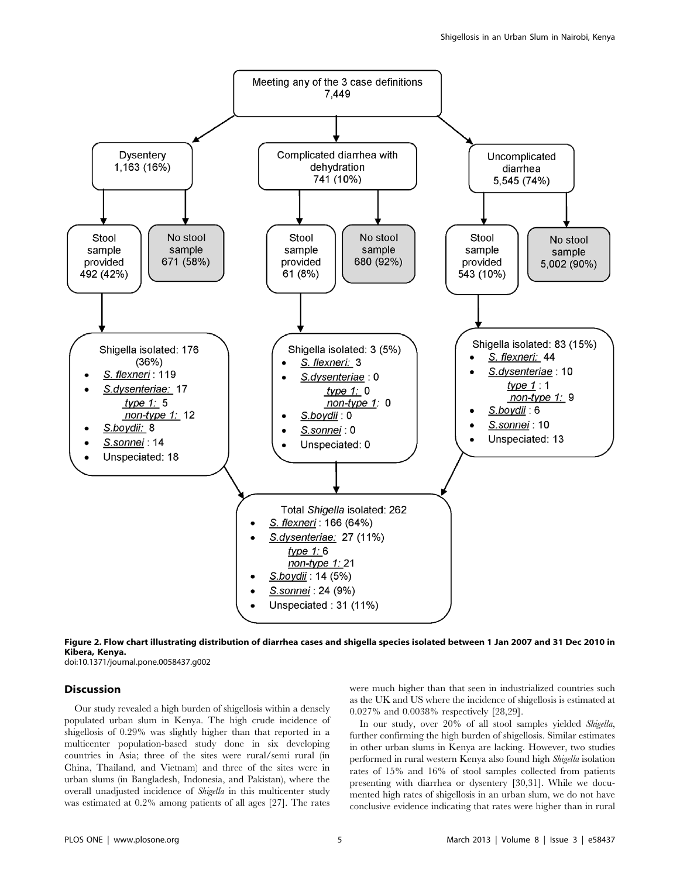Meeting any of the 3 case definitions
7,449

- Dysentery 1,163 (16%)
  - Stool sample provided 492 (42%)
    - Shigella isolated: 176 (36%)
      - *S. flexneri* : 119
      - *S.dysenteriae:* 17
        - *type 1:* 5
        - *non-type 1:* 12
      - *S.boydii:* 8
      - *S.sonnei* : 14
      - Unspeciated: 18
  - No stool sample 671 (58%)
- Complicated diarrhea with dehydration 741 (10%)
  - Stool sample provided 61 (8%)
    - Shigella isolated: 3 (5%)
      - *S. flexneri:* 3
      - *S.dysenteriae* : 0
        - *type 1:* 0
        - *non-type 1:* 0
      - *S.boydii* : 0
      - *S.sonnei* : 0
      - Unspeciated: 0
  - No stool sample 680 (92%)
- Uncomplicated diarrhea 5,545 (74%)
  - Stool sample provided 543 (10%)
    - Shigella isolated: 83 (15%)
      - *S. flexneri:* 44
      - *S.dysenteriae* : 10
        - *type 1* : 1
        - *non-type 1:* 9
      - *S.boydii* : 6
      - *S.sonnei* : 10
      - Unspeciated: 13
  - No stool sample 5,002 (90%)

Total *Shigella* isolated: 262
- *S. flexneri* : 166 (64%)
- *S.dysenteriae:* 27 (11%)
  - *type 1:* 6
  - *non-type 1:* 21
- *S.boydii* : 14 (5%)
- *S.sonnei* : 24 (9%)
- Unspeciated : 31 (11%)

**Figure 2. Flow chart illustrating distribution of diarrhea cases and shigella species isolated between 1 Jan 2007 and 31 Dec 2010 in Kibera, Kenya.**
doi:10.1371/journal.pone.0058437.g002

## Discussion

Our study revealed a high burden of shigellosis within a densely populated urban slum in Kenya. The high crude incidence of shigellosis of 0.29% was slightly higher than that reported in a multicenter population-based study done in six developing countries in Asia; three of the sites were rural/semi rural (in China, Thailand, and Vietnam) and three of the sites were in urban slums (in Bangladesh, Indonesia, and Pakistan), where the overall unadjusted incidence of *Shigella* in this multicenter study was estimated at 0.2% among patients of all ages [27]. The rates were much higher than that seen in industrialized countries such as the UK and US where the incidence of shigellosis is estimated at 0.027% and 0.0038% respectively [28,29].

In our study, over 20% of all stool samples yielded *Shigella*, further confirming the high burden of shigellosis. Similar estimates in other urban slums in Kenya are lacking. However, two studies performed in rural western Kenya also found high *Shigella* isolation rates of 15% and 16% of stool samples collected from patients presenting with diarrhea or dysentery [30,31]. While we documented high rates of shigellosis in an urban slum, we do not have conclusive evidence indicating that rates were higher than in rural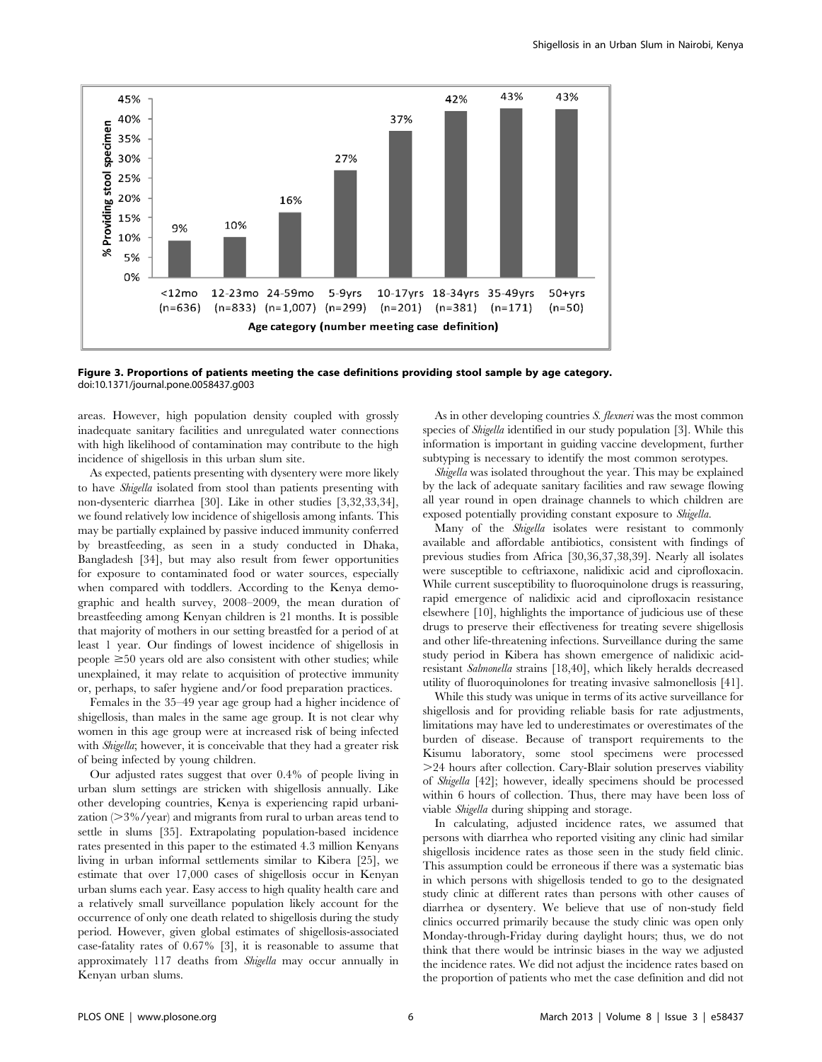**Figure 3. Proportions of patients meeting the case definitions providing stool sample by age category.**
doi:10.1371/journal.pone.0058437.g003

areas. However, high population density coupled with grossly inadequate sanitary facilities and unregulated water connections with high likelihood of contamination may contribute to the high incidence of shigellosis in this urban slum site.

As expected, patients presenting with dysentery were more likely to have *Shigella* isolated from stool than patients presenting with non-dysenteric diarrhea [30]. Like in other studies [3,32,33,34], we found relatively low incidence of shigellosis among infants. This may be partially explained by passive induced immunity conferred by breastfeeding, as seen in a study conducted in Dhaka, Bangladesh [34], but may also result from fewer opportunities for exposure to contaminated food or water sources, especially when compared with toddlers. According to the Kenya demographic and health survey, 2008–2009, the mean duration of breastfeeding among Kenyan children is 21 months. It is possible that majority of mothers in our setting breastfed for a period of at least 1 year. Our findings of lowest incidence of shigellosis in people ≥50 years old are also consistent with other studies; while unexplained, it may relate to acquisition of protective immunity or, perhaps, to safer hygiene and/or food preparation practices.

Females in the 35–49 year age group had a higher incidence of shigellosis, than males in the same age group. It is not clear why women in this age group were at increased risk of being infected with *Shigella*; however, it is conceivable that they had a greater risk of being infected by young children.

Our adjusted rates suggest that over 0.4% of people living in urban slum settings are stricken with shigellosis annually. Like other developing countries, Kenya is experiencing rapid urbanization (>3%/year) and migrants from rural to urban areas tend to settle in slums [35]. Extrapolating population-based incidence rates presented in this paper to the estimated 4.3 million Kenyans living in urban informal settlements similar to Kibera [25], we estimate that over 17,000 cases of shigellosis occur in Kenyan urban slums each year. Easy access to high quality health care and a relatively small surveillance population likely account for the occurrence of only one death related to shigellosis during the study period. However, given global estimates of shigellosis-associated case-fatality rates of 0.67% [3], it is reasonable to assume that approximately 117 deaths from *Shigella* may occur annually in Kenyan urban slums.

As in other developing countries *S. flexneri* was the most common species of *Shigella* identified in our study population [3]. While this information is important in guiding vaccine development, further subtyping is necessary to identify the most common serotypes.

*Shigella* was isolated throughout the year. This may be explained by the lack of adequate sanitary facilities and raw sewage flowing all year round in open drainage channels to which children are exposed potentially providing constant exposure to *Shigella*.

Many of the *Shigella* isolates were resistant to commonly available and affordable antibiotics, consistent with findings of previous studies from Africa [30,36,37,38,39]. Nearly all isolates were susceptible to ceftriaxone, nalidixic acid and ciprofloxacin. While current susceptibility to fluoroquinolone drugs is reassuring, rapid emergence of nalidixic acid and ciprofloxacin resistance elsewhere [10], highlights the importance of judicious use of these drugs to preserve their effectiveness for treating severe shigellosis and other life-threatening infections. Surveillance during the same study period in Kibera has shown emergence of nalidixic acid-resistant *Salmonella* strains [18,40], which likely heralds decreased utility of fluoroquinolones for treating invasive salmonellosis [41].

While this study was unique in terms of its active surveillance for shigellosis and for providing reliable basis for rate adjustments, limitations may have led to underestimates or overestimates of the burden of disease. Because of transport requirements to the Kisumu laboratory, some stool specimens were processed >24 hours after collection. Cary-Blair solution preserves viability of *Shigella* [42]; however, ideally specimens should be processed within 6 hours of collection. Thus, there may have been loss of viable *Shigella* during shipping and storage.

In calculating, adjusted incidence rates, we assumed that persons with diarrhea who reported visiting any clinic had similar shigellosis incidence rates as those seen in the study field clinic. This assumption could be erroneous if there was a systematic bias in which persons with shigellosis tended to go to the designated study clinic at different rates than persons with other causes of diarrhea or dysentery. We believe that use of non-study field clinics occurred primarily because the study clinic was open only Monday-through-Friday during daylight hours; thus, we do not think that there would be intrinsic biases in the way we adjusted the incidence rates. We did not adjust the incidence rates based on the proportion of patients who met the case definition and did not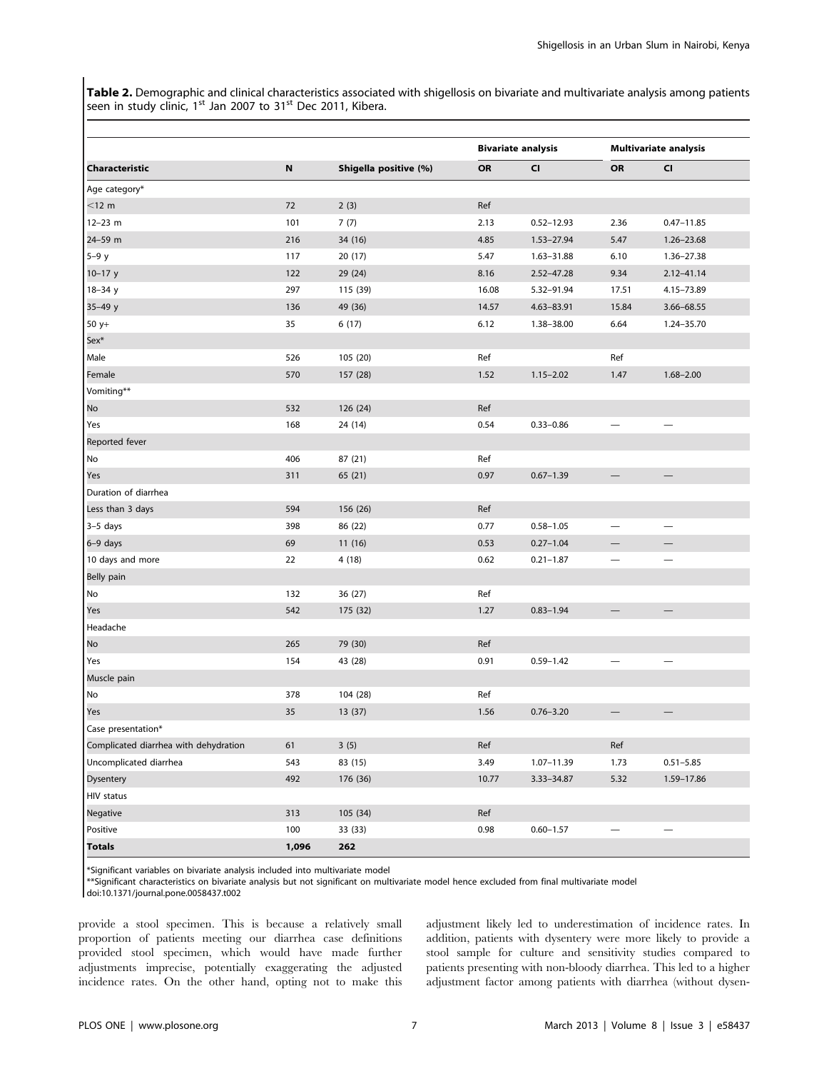**Table 2.** Demographic and clinical characteristics associated with shigellosis on bivariate and multivariate analysis among patients seen in study clinic, 1st Jan 2007 to 31st Dec 2011, Kibera.

| | | | Bivariate analysis | | Multivariate analysis | |
|---|---|---|---|---|---|---|
| **Characteristic** | **N** | **Shigella positive (%)** | **OR** | **CI** | **OR** | **CI** |
| Age category* | | | | | | |
| <12 m | 72 | 2 (3) | Ref | | | |
| 12–23 m | 101 | 7 (7) | 2.13 | 0.52–12.93 | 2.36 | 0.47–11.85 |
| 24–59 m | 216 | 34 (16) | 4.85 | 1.53–27.94 | 5.47 | 1.26–23.68 |
| 5–9 y | 117 | 20 (17) | 5.47 | 1.63–31.88 | 6.10 | 1.36–27.38 |
| 10–17 y | 122 | 29 (24) | 8.16 | 2.52–47.28 | 9.34 | 2.12–41.14 |
| 18–34 y | 297 | 115 (39) | 16.08 | 5.32–91.94 | 17.51 | 4.15–73.89 |
| 35–49 y | 136 | 49 (36) | 14.57 | 4.63–83.91 | 15.84 | 3.66–68.55 |
| 50 y+ | 35 | 6 (17) | 6.12 | 1.38–38.00 | 6.64 | 1.24–35.70 |
| Sex* | | | | | | |
| Male | 526 | 105 (20) | Ref | | Ref | |
| Female | 570 | 157 (28) | 1.52 | 1.15–2.02 | 1.47 | 1.68–2.00 |
| Vomiting** | | | | | | |
| No | 532 | 126 (24) | Ref | | | |
| Yes | 168 | 24 (14) | 0.54 | 0.33–0.86 | — | — |
| Reported fever | | | | | | |
| No | 406 | 87 (21) | Ref | | | |
| Yes | 311 | 65 (21) | 0.97 | 0.67–1.39 | — | — |
| Duration of diarrhea | | | | | | |
| Less than 3 days | 594 | 156 (26) | Ref | | | |
| 3–5 days | 398 | 86 (22) | 0.77 | 0.58–1.05 | — | — |
| 6–9 days | 69 | 11 (16) | 0.53 | 0.27–1.04 | — | — |
| 10 days and more | 22 | 4 (18) | 0.62 | 0.21–1.87 | — | — |
| Belly pain | | | | | | |
| No | 132 | 36 (27) | Ref | | | |
| Yes | 542 | 175 (32) | 1.27 | 0.83–1.94 | — | — |
| Headache | | | | | | |
| No | 265 | 79 (30) | Ref | | | |
| Yes | 154 | 43 (28) | 0.91 | 0.59–1.42 | — | — |
| Muscle pain | | | | | | |
| No | 378 | 104 (28) | Ref | | | |
| Yes | 35 | 13 (37) | 1.56 | 0.76–3.20 | — | — |
| Case presentation* | | | | | | |
| Complicated diarrhea with dehydration | 61 | 3 (5) | Ref | | Ref | |
| Uncomplicated diarrhea | 543 | 83 (15) | 3.49 | 1.07–11.39 | 1.73 | 0.51–5.85 |
| Dysentery | 492 | 176 (36) | 10.77 | 3.33–34.87 | 5.32 | 1.59–17.86 |
| HIV status | | | | | | |
| Negative | 313 | 105 (34) | Ref | | | |
| Positive | 100 | 33 (33) | 0.98 | 0.60–1.57 | — | — |
| **Totals** | **1,096** | **262** | | | | |

*Significant variables on bivariate analysis included into multivariate model
**Significant characteristics on bivariate analysis but not significant on multivariate model hence excluded from final multivariate model
doi:10.1371/journal.pone.0058437.t002

provide a stool specimen. This is because a relatively small proportion of patients meeting our diarrhea case definitions provided stool specimen, which would have made further adjustments imprecise, potentially exaggerating the adjusted incidence rates. On the other hand, opting not to make this adjustment likely led to underestimation of incidence rates. In addition, patients with dysentery were more likely to provide a stool sample for culture and sensitivity studies compared to patients presenting with non-bloody diarrhea. This led to a higher adjustment factor among patients with diarrhea (without dysen-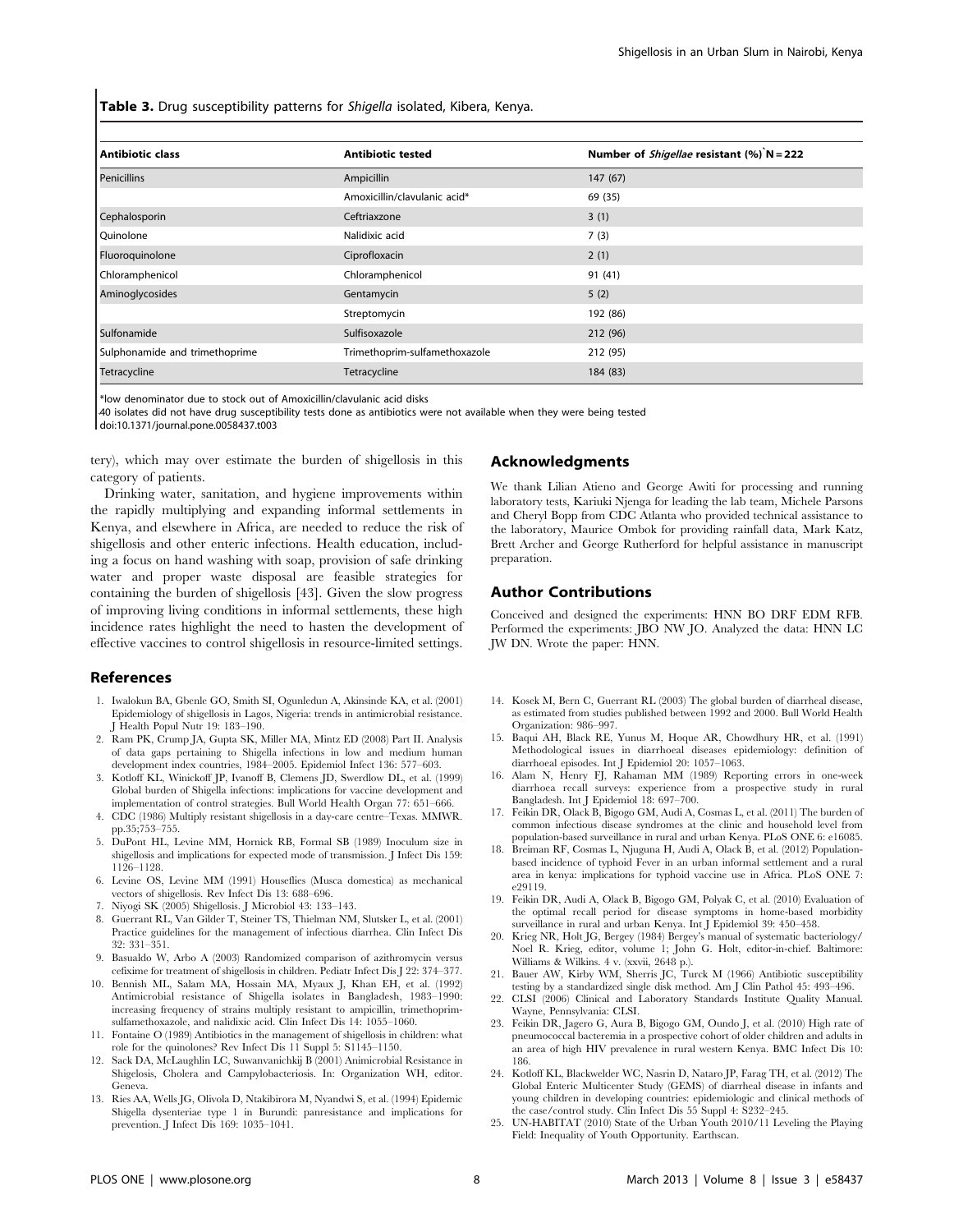**Table 3.** Drug susceptibility patterns for *Shigella* isolated, Kibera, Kenya.

| Antibiotic class | Antibiotic tested | Number of *Shigellae* resistant (%)` N = 222 |
| --- | --- | --- |
| Penicillins | Ampicillin | 147 (67) |
| | Amoxicillin/clavulanic acid* | 69 (35) |
| Cephalosporin | Ceftriaxzone | 3 (1) |
| Quinolone | Nalidixic acid | 7 (3) |
| Fluoroquinolone | Ciprofloxacin | 2 (1) |
| Chloramphenicol | Chloramphenicol | 91 (41) |
| Aminoglycosides | Gentamycin | 5 (2) |
| | Streptomycin | 192 (86) |
| Sulfonamide | Sulfisoxazole | 212 (96) |
| Sulphonamide and trimethoprime | Trimethoprim-sulfamethoxazole | 212 (95) |
| Tetracycline | Tetracycline | 184 (83) |

*low denominator due to stock out of Amoxicillin/clavulanic acid disks
`40 isolates did not have drug susceptibility tests done as antibiotics were not available when they were being tested
doi:10.1371/journal.pone.0058437.t003

tery), which may over estimate the burden of shigellosis in this category of patients.

Drinking water, sanitation, and hygiene improvements within the rapidly multiplying and expanding informal settlements in Kenya, and elsewhere in Africa, are needed to reduce the risk of shigellosis and other enteric infections. Health education, including a focus on hand washing with soap, provision of safe drinking water and proper waste disposal are feasible strategies for containing the burden of shigellosis [43]. Given the slow progress of improving living conditions in informal settlements, these high incidence rates highlight the need to hasten the development of effective vaccines to control shigellosis in resource-limited settings.

## Acknowledgments

We thank Lilian Atieno and George Awiti for processing and running laboratory tests, Kariuki Njenga for leading the lab team, Michele Parsons and Cheryl Bopp from CDC Atlanta who provided technical assistance to the laboratory, Maurice Ombok for providing rainfall data, Mark Katz, Brett Archer and George Rutherford for helpful assistance in manuscript preparation.

## Author Contributions

Conceived and designed the experiments: HNN BO DRF EDM RFB. Performed the experiments: JBO NW JO. Analyzed the data: HNN LC JW DN. Wrote the paper: HNN.

## References

1. Iwalokun BA, Gbenle GO, Smith SI, Ogunledun A, Akinsinde KA, et al. (2001) Epidemiology of shigellosis in Lagos, Nigeria: trends in antimicrobial resistance. J Health Popul Nutr 19: 183–190.
2. Ram PK, Crump JA, Gupta SK, Miller MA, Mintz ED (2008) Part II. Analysis of data gaps pertaining to Shigella infections in low and medium human development index countries, 1984–2005. Epidemiol Infect 136: 577–603.
3. Kotloff KL, Winickoff JP, Ivanoff B, Clemens JD, Swerdlow DL, et al. (1999) Global burden of Shigella infections: implications for vaccine development and implementation of control strategies. Bull World Health Organ 77: 651–666.
4. CDC (1986) Multiply resistant shigellosis in a day-care centre–Texas. MMWR. pp.35;753–755.
5. DuPont HL, Levine MM, Hornick RB, Formal SB (1989) Inoculum size in shigellosis and implications for expected mode of transmission. J Infect Dis 159: 1126–1128.
6. Levine OS, Levine MM (1991) Houseflies (Musca domestica) as mechanical vectors of shigellosis. Rev Infect Dis 13: 688–696.
7. Niyogi SK (2005) Shigellosis. J Microbiol 43: 133–143.
8. Guerrant RL, Van Gilder T, Steiner TS, Thielman NM, Slutsker L, et al. (2001) Practice guidelines for the management of infectious diarrhea. Clin Infect Dis 32: 331–351.
9. Basualdo W, Arbo A (2003) Randomized comparison of azithromycin versus cefixime for treatment of shigellosis in children. Pediatr Infect Dis J 22: 374–377.
10. Bennish ML, Salam MA, Hossain MA, Myaux J, Khan EH, et al. (1992) Antimicrobial resistance of Shigella isolates in Bangladesh, 1983–1990: increasing frequency of strains multiply resistant to ampicillin, trimethoprim-sulfamethoxazole, and nalidixic acid. Clin Infect Dis 14: 1055–1060.
11. Fontaine O (1989) Antibiotics in the management of shigellosis in children: what role for the quinolones? Rev Infect Dis 11 Suppl 5: S1145–1150.
12. Sack DA, McLaughlin LC, Suwanvanichkij B (2001) Animicrobial Resistance in Shigelosis, Cholera and Campylobacteriosis. In: Organization WH, editor. Geneva.
13. Ries AA, Wells JG, Olivola D, Ntakibirora M, Nyandwi S, et al. (1994) Epidemic Shigella dysenteriae type 1 in Burundi: panresistance and implications for prevention. J Infect Dis 169: 1035–1041.
14. Kosek M, Bern C, Guerrant RL (2003) The global burden of diarrheal disease, as estimated from studies published between 1992 and 2000. Bull World Health Organization: 986–997.
15. Baqui AH, Black RE, Yunus M, Hoque AR, Chowdhury HR, et al. (1991) Methodological issues in diarrhoeal diseases epidemiology: definition of diarrhoeal episodes. Int J Epidemiol 20: 1057–1063.
16. Alam N, Henry FJ, Rahaman MM (1989) Reporting errors in one-week diarrhoea recall surveys: experience from a prospective study in rural Bangladesh. Int J Epidemiol 18: 697–700.
17. Feikin DR, Olack B, Bigogo GM, Audi A, Cosmas L, et al. (2011) The burden of common infectious disease syndromes at the clinic and household level from population-based surveillance in rural and urban Kenya. PLoS ONE 6: e16085.
18. Breiman RF, Cosmas L, Njuguna H, Audi A, Olack B, et al. (2012) Population-based incidence of typhoid Fever in an urban informal settlement and a rural area in kenya: implications for typhoid vaccine use in Africa. PLoS ONE 7: e29119.
19. Feikin DR, Audi A, Olack B, Bigogo GM, Polyak C, et al. (2010) Evaluation of the optimal recall period for disease symptoms in home-based morbidity surveillance in rural and urban Kenya. Int J Epidemiol 39: 450–458.
20. Krieg NR, Holt JG, Bergey (1984) Bergey's manual of systematic bacteriology/ Noel R. Krieg, editor, volume 1; John G. Holt, editor-in-chief. Baltimore: Williams & Wilkins. 4 v. (xxvii, 2648 p.).
21. Bauer AW, Kirby WM, Sherris JC, Turck M (1966) Antibiotic susceptibility testing by a standardized single disk method. Am J Clin Pathol 45: 493–496.
22. CLSI (2006) Clinical and Laboratory Standards Institute Quality Manual. Wayne, Pennsylvania: CLSI.
23. Feikin DR, Jagero G, Aura B, Bigogo GM, Oundo J, et al. (2010) High rate of pneumococcal bacteremia in a prospective cohort of older children and adults in an area of high HIV prevalence in rural western Kenya. BMC Infect Dis 10: 186.
24. Kotloff KL, Blackwelder WC, Nasrin D, Nataro JP, Farag TH, et al. (2012) The Global Enteric Multicenter Study (GEMS) of diarrheal disease in infants and young children in developing countries: epidemiologic and clinical methods of the case/control study. Clin Infect Dis 55 Suppl 4: S232–245.
25. UN-HABITAT (2010) State of the Urban Youth 2010/11 Leveling the Playing Field: Inequality of Youth Opportunity. Earthscan.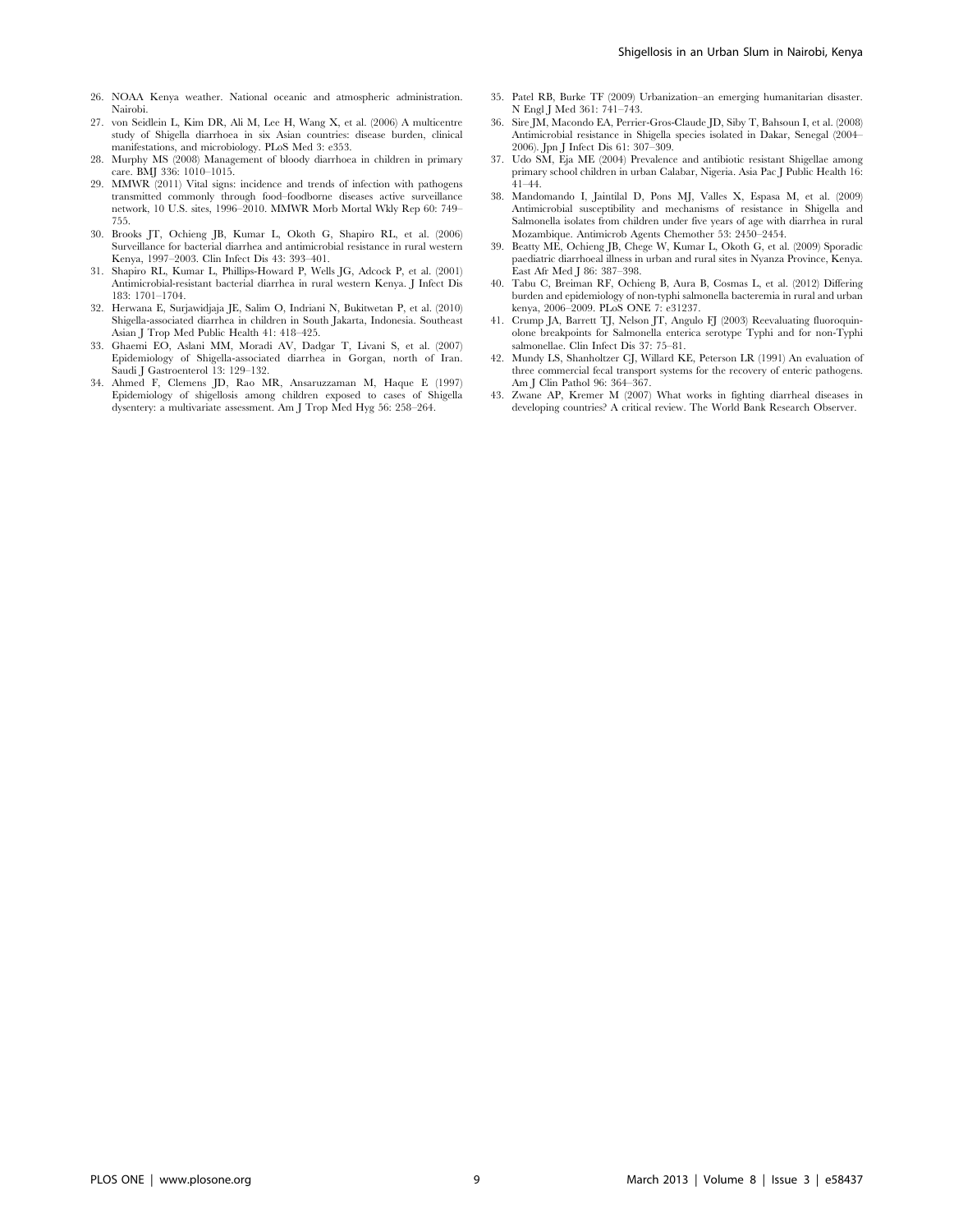26. NOAA Kenya weather. National oceanic and atmospheric administration. Nairobi.
27. von Seidlein L, Kim DR, Ali M, Lee H, Wang X, et al. (2006) A multicentre study of Shigella diarrhoea in six Asian countries: disease burden, clinical manifestations, and microbiology. PLoS Med 3: e353.
28. Murphy MS (2008) Management of bloody diarrhoea in children in primary care. BMJ 336: 1010–1015.
29. MMWR (2011) Vital signs: incidence and trends of infection with pathogens transmitted commonly through food–foodborne diseases active surveillance network, 10 U.S. sites, 1996–2010. MMWR Morb Mortal Wkly Rep 60: 749–755.
30. Brooks JT, Ochieng JB, Kumar L, Okoth G, Shapiro RL, et al. (2006) Surveillance for bacterial diarrhea and antimicrobial resistance in rural western Kenya, 1997–2003. Clin Infect Dis 43: 393–401.
31. Shapiro RL, Kumar L, Phillips-Howard P, Wells JG, Adcock P, et al. (2001) Antimicrobial-resistant bacterial diarrhea in rural western Kenya. J Infect Dis 183: 1701–1704.
32. Herwana E, Surjawidjaja JE, Salim O, Indriani N, Bukitwetan P, et al. (2010) Shigella-associated diarrhea in children in South Jakarta, Indonesia. Southeast Asian J Trop Med Public Health 41: 418–425.
33. Ghaemi EO, Aslani MM, Moradi AV, Dadgar T, Livani S, et al. (2007) Epidemiology of Shigella-associated diarrhea in Gorgan, north of Iran. Saudi J Gastroenterol 13: 129–132.
34. Ahmed F, Clemens JD, Rao MR, Ansaruzzaman M, Haque E (1997) Epidemiology of shigellosis among children exposed to cases of Shigella dysentery: a multivariate assessment. Am J Trop Med Hyg 56: 258–264.
35. Patel RB, Burke TF (2009) Urbanization–an emerging humanitarian disaster. N Engl J Med 361: 741–743.
36. Sire JM, Macondo EA, Perrier-Gros-Claude JD, Siby T, Bahsoun I, et al. (2008) Antimicrobial resistance in Shigella species isolated in Dakar, Senegal (2004–2006). Jpn J Infect Dis 61: 307–309.
37. Udo SM, Eja ME (2004) Prevalence and antibiotic resistant Shigellae among primary school children in urban Calabar, Nigeria. Asia Pac J Public Health 16: 41–44.
38. Mandomando I, Jaintilal D, Pons MJ, Valles X, Espasa M, et al. (2009) Antimicrobial susceptibility and mechanisms of resistance in Shigella and Salmonella isolates from children under five years of age with diarrhea in rural Mozambique. Antimicrob Agents Chemother 53: 2450–2454.
39. Beatty ME, Ochieng JB, Chege W, Kumar L, Okoth G, et al. (2009) Sporadic paediatric diarrhoeal illness in urban and rural sites in Nyanza Province, Kenya. East Afr Med J 86: 387–398.
40. Tabu C, Breiman RF, Ochieng B, Aura B, Cosmas L, et al. (2012) Differing burden and epidemiology of non-typhi salmonella bacteremia in rural and urban kenya, 2006–2009. PLoS ONE 7: e31237.
41. Crump JA, Barrett TJ, Nelson JT, Angulo FJ (2003) Reevaluating fluoroquinolone breakpoints for Salmonella enterica serotype Typhi and for non-Typhi salmonellae. Clin Infect Dis 37: 75–81.
42. Mundy LS, Shanholtzer CJ, Willard KE, Peterson LR (1991) An evaluation of three commercial fecal transport systems for the recovery of enteric pathogens. Am J Clin Pathol 96: 364–367.
43. Zwane AP, Kremer M (2007) What works in fighting diarrheal diseases in developing countries? A critical review. The World Bank Research Observer.